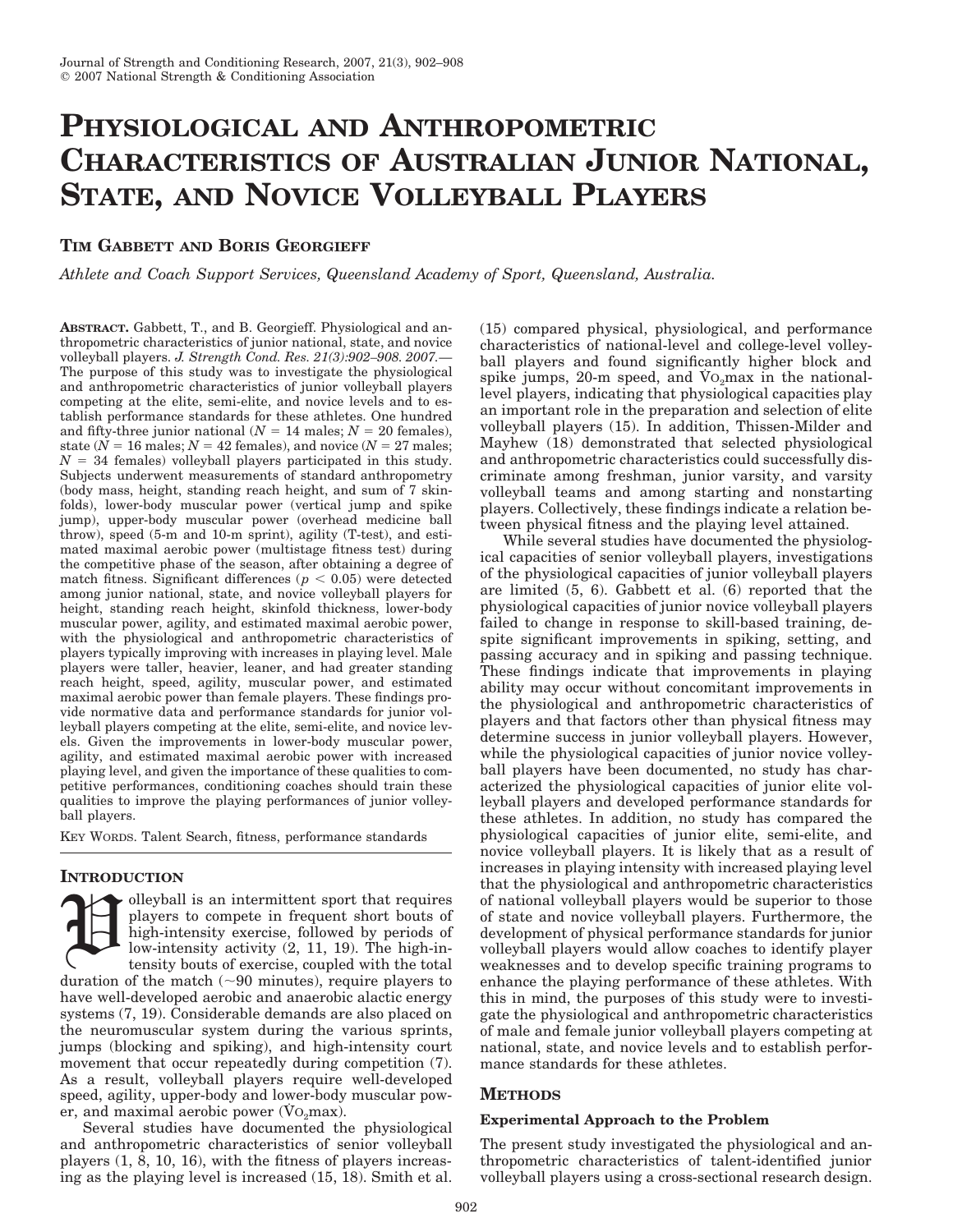// Journal header omitted

# Physiological and Anthropometric Characteristics of Australian Junior National, State, and Novice Volleyball Players

**Tim Gabbett and Boris Georgieff**

*Athlete and Coach Support Services, Queensland Academy of Sport, Queensland, Australia.*

**Abstract.** Gabbett, T., and B. Georgieff. Physiological and anthropometric characteristics of junior national, state, and novice volleyball players. *J. Strength Cond. Res. 21(3):902–908. 2007.*—The purpose of this study was to investigate the physiological and anthropometric characteristics of junior volleyball players competing at the elite, semi-elite, and novice levels and to establish performance standards for these athletes. One hundred and fifty-three junior national ($N = 14$ males; $N = 20$ females), state ($N = 16$ males; $N = 42$ females), and novice ($N = 27$ males; $N = 34$ females) volleyball players participated in this study. Subjects underwent measurements of standard anthropometry (body mass, height, standing reach height, and sum of 7 skinfolds), lower-body muscular power (vertical jump and spike jump), upper-body muscular power (overhead medicine ball throw), speed (5-m and 10-m sprint), agility (T-test), and estimated maximal aerobic power (multistage fitness test) during the competitive phase of the season, after obtaining a degree of match fitness. Significant differences ($p < 0.05$) were detected among junior national, state, and novice volleyball players for height, standing reach height, skinfold thickness, lower-body muscular power, agility, and estimated maximal aerobic power, with the physiological and anthropometric characteristics of players typically improving with increases in playing level. Male players were taller, heavier, leaner, and had greater standing reach height, speed, agility, muscular power, and estimated maximal aerobic power than female players. These findings provide normative data and performance standards for junior volleyball players competing at the elite, semi-elite, and novice levels. Given the improvements in lower-body muscular power, agility, and estimated maximal aerobic power with increased playing level, and given the importance of these qualities to competitive performances, conditioning coaches should train these qualities to improve the playing performances of junior volleyball players.

Key Words. Talent Search, fitness, performance standards

## Introduction

Volleyball is an intermittent sport that requires players to compete in frequent short bouts of high-intensity exercise, followed by periods of low-intensity activity (2, 11, 19). The high-intensity bouts of exercise, coupled with the total duration of the match (~90 minutes), require players to have well-developed aerobic and anaerobic alactic energy systems (7, 19). Considerable demands are also placed on the neuromuscular system during the various sprints, jumps (blocking and spiking), and high-intensity court movement that occur repeatedly during competition (7). As a result, volleyball players require well-developed speed, agility, upper-body and lower-body muscular power, and maximal aerobic power ($\dot{V}O_2max$).

Several studies have documented the physiological and anthropometric characteristics of senior volleyball players (1, 8, 10, 16), with the fitness of players increasing as the playing level is increased (15, 18). Smith et al. (15) compared physical, physiological, and performance characteristics of national-level and college-level volleyball players and found significantly higher block and spike jumps, 20-m speed, and $\dot{V}O_2max$ in the national-level players, indicating that physiological capacities play an important role in the preparation and selection of elite volleyball players (15). In addition, Thissen-Milder and Mayhew (18) demonstrated that selected physiological and anthropometric characteristics could successfully discriminate among freshman, junior varsity, and varsity volleyball teams and among starting and nonstarting players. Collectively, these findings indicate a relation between physical fitness and the playing level attained.

While several studies have documented the physiological capacities of senior volleyball players, investigations of the physiological capacities of junior volleyball players are limited (5, 6). Gabbett et al. (6) reported that the physiological capacities of junior novice volleyball players failed to change in response to skill-based training, despite significant improvements in spiking, setting, and passing accuracy and in spiking and passing technique. These findings indicate that improvements in playing ability may occur without concomitant improvements in the physiological and anthropometric characteristics of players and that factors other than physical fitness may determine success in junior volleyball players. However, while the physiological capacities of junior novice volleyball players have been documented, no study has characterized the physiological capacities of junior elite volleyball players and developed performance standards for these athletes. In addition, no study has compared the physiological capacities of junior elite, semi-elite, and novice volleyball players. It is likely that as a result of increases in playing intensity with increased playing level that the physiological and anthropometric characteristics of national volleyball players would be superior to those of state and novice volleyball players. Furthermore, the development of physical performance standards for junior volleyball players would allow coaches to identify player weaknesses and to develop specific training programs to enhance the playing performance of these athletes. With this in mind, the purposes of this study were to investigate the physiological and anthropometric characteristics of male and female junior volleyball players competing at national, state, and novice levels and to establish performance standards for these athletes.

## Methods

### Experimental Approach to the Problem

The present study investigated the physiological and anthropometric characteristics of talent-identified junior volleyball players using a cross-sectional research design.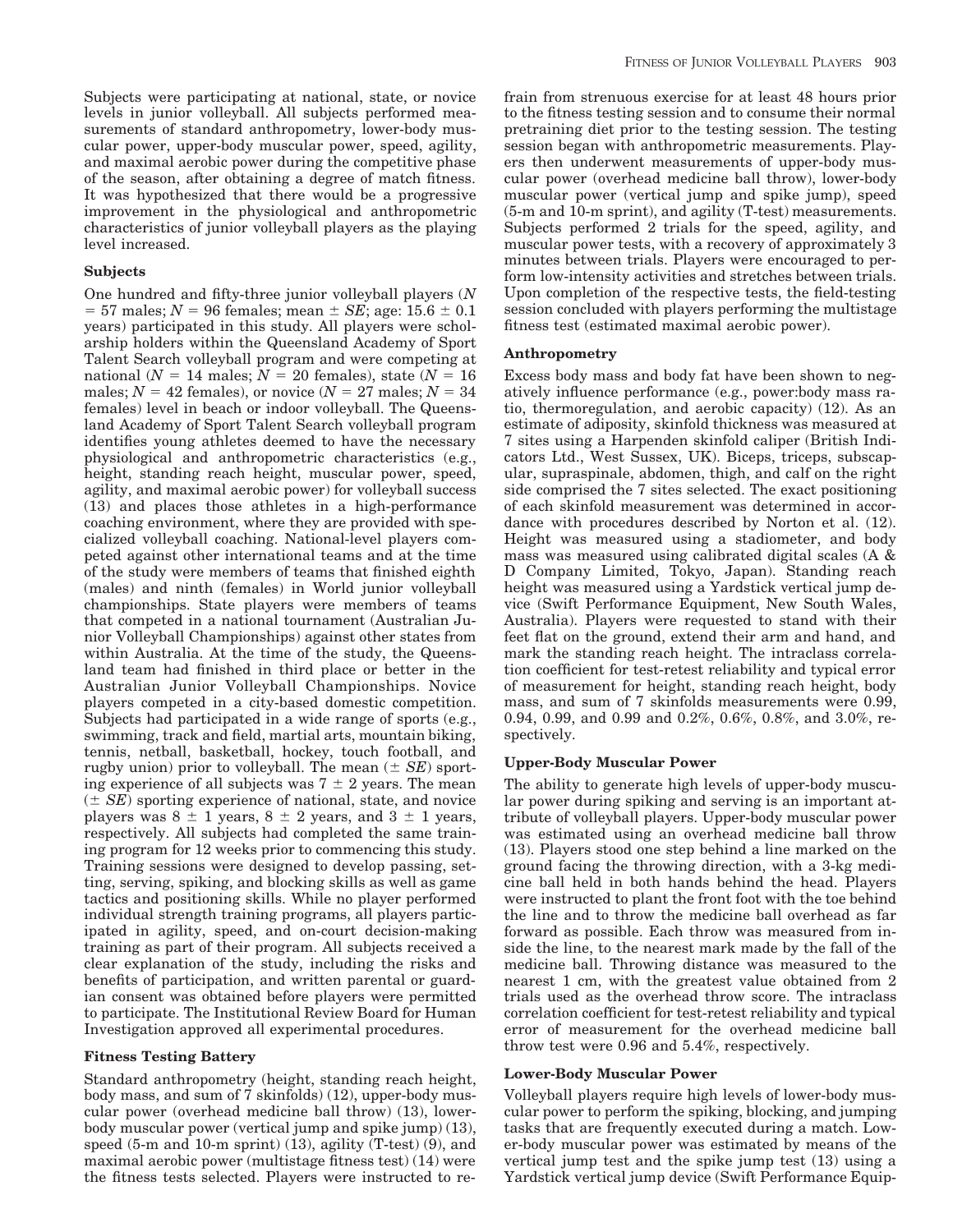Subjects were participating at national, state, or novice levels in junior volleyball. All subjects performed measurements of standard anthropometry, lower-body muscular power, upper-body muscular power, speed, agility, and maximal aerobic power during the competitive phase of the season, after obtaining a degree of match fitness. It was hypothesized that there would be a progressive improvement in the physiological and anthropometric characteristics of junior volleyball players as the playing level increased.

### Subjects

One hundred and fifty-three junior volleyball players ($N = 57$ males; $N = 96$ females; mean $\pm$ *SE*; age: $15.6 \pm 0.1$ years) participated in this study. All players were scholarship holders within the Queensland Academy of Sport Talent Search volleyball program and were competing at national ($N = 14$ males; $N = 20$ females), state ($N = 16$ males; $N = 42$ females), or novice ($N = 27$ males; $N = 34$ females) level in beach or indoor volleyball. The Queensland Academy of Sport Talent Search volleyball program identifies young athletes deemed to have the necessary physiological and anthropometric characteristics (e.g., height, standing reach height, muscular power, speed, agility, and maximal aerobic power) for volleyball success (13) and places those athletes in a high-performance coaching environment, where they are provided with specialized volleyball coaching. National-level players competed against other international teams and at the time of the study were members of teams that finished eighth (males) and ninth (females) in World junior volleyball championships. State players were members of teams that competed in a national tournament (Australian Junior Volleyball Championships) against other states from within Australia. At the time of the study, the Queensland team had finished in third place or better in the Australian Junior Volleyball Championships. Novice players competed in a city-based domestic competition. Subjects had participated in a wide range of sports (e.g., swimming, track and field, martial arts, mountain biking, tennis, netball, basketball, hockey, touch football, and rugby union) prior to volleyball. The mean ($\pm$ *SE*) sporting experience of all subjects was $7 \pm 2$ years. The mean ($\pm$ *SE*) sporting experience of national, state, and novice players was $8 \pm 1$ years, $8 \pm 2$ years, and $3 \pm 1$ years, respectively. All subjects had completed the same training program for 12 weeks prior to commencing this study. Training sessions were designed to develop passing, setting, serving, spiking, and blocking skills as well as game tactics and positioning skills. While no player performed individual strength training programs, all players participated in agility, speed, and on-court decision-making training as part of their program. All subjects received a clear explanation of the study, including the risks and benefits of participation, and written parental or guardian consent was obtained before players were permitted to participate. The Institutional Review Board for Human Investigation approved all experimental procedures.

### Fitness Testing Battery

Standard anthropometry (height, standing reach height, body mass, and sum of 7 skinfolds) (12), upper-body muscular power (overhead medicine ball throw) (13), lower-body muscular power (vertical jump and spike jump) (13), speed (5-m and 10-m sprint) (13), agility (T-test) (9), and maximal aerobic power (multistage fitness test) (14) were the fitness tests selected. Players were instructed to refrain from strenuous exercise for at least 48 hours prior to the fitness testing session and to consume their normal pretraining diet prior to the testing session. The testing session began with anthropometric measurements. Players then underwent measurements of upper-body muscular power (overhead medicine ball throw), lower-body muscular power (vertical jump and spike jump), speed (5-m and 10-m sprint), and agility (T-test) measurements. Subjects performed 2 trials for the speed, agility, and muscular power tests, with a recovery of approximately 3 minutes between trials. Players were encouraged to perform low-intensity activities and stretches between trials. Upon completion of the respective tests, the field-testing session concluded with players performing the multistage fitness test (estimated maximal aerobic power).

### Anthropometry

Excess body mass and body fat have been shown to negatively influence performance (e.g., power:body mass ratio, thermoregulation, and aerobic capacity) (12). As an estimate of adiposity, skinfold thickness was measured at 7 sites using a Harpenden skinfold caliper (British Indicators Ltd., West Sussex, UK). Biceps, triceps, subscapular, supraspinale, abdomen, thigh, and calf on the right side comprised the 7 sites selected. The exact positioning of each skinfold measurement was determined in accordance with procedures described by Norton et al. (12). Height was measured using a stadiometer, and body mass was measured using calibrated digital scales (A & D Company Limited, Tokyo, Japan). Standing reach height was measured using a Yardstick vertical jump device (Swift Performance Equipment, New South Wales, Australia). Players were requested to stand with their feet flat on the ground, extend their arm and hand, and mark the standing reach height. The intraclass correlation coefficient for test-retest reliability and typical error of measurement for height, standing reach height, body mass, and sum of 7 skinfolds measurements were 0.99, 0.94, 0.99, and 0.99 and 0.2%, 0.6%, 0.8%, and 3.0%, respectively.

### Upper-Body Muscular Power

The ability to generate high levels of upper-body muscular power during spiking and serving is an important attribute of volleyball players. Upper-body muscular power was estimated using an overhead medicine ball throw (13). Players stood one step behind a line marked on the ground facing the throwing direction, with a 3-kg medicine ball held in both hands behind the head. Players were instructed to plant the front foot with the toe behind the line and to throw the medicine ball overhead as far forward as possible. Each throw was measured from inside the line, to the nearest mark made by the fall of the medicine ball. Throwing distance was measured to the nearest 1 cm, with the greatest value obtained from 2 trials used as the overhead throw score. The intraclass correlation coefficient for test-retest reliability and typical error of measurement for the overhead medicine ball throw test were 0.96 and 5.4%, respectively.

### Lower-Body Muscular Power

Volleyball players require high levels of lower-body muscular power to perform the spiking, blocking, and jumping tasks that are frequently executed during a match. Lower-body muscular power was estimated by means of the vertical jump test and the spike jump test (13) using a Yardstick vertical jump device (Swift Performance Equip-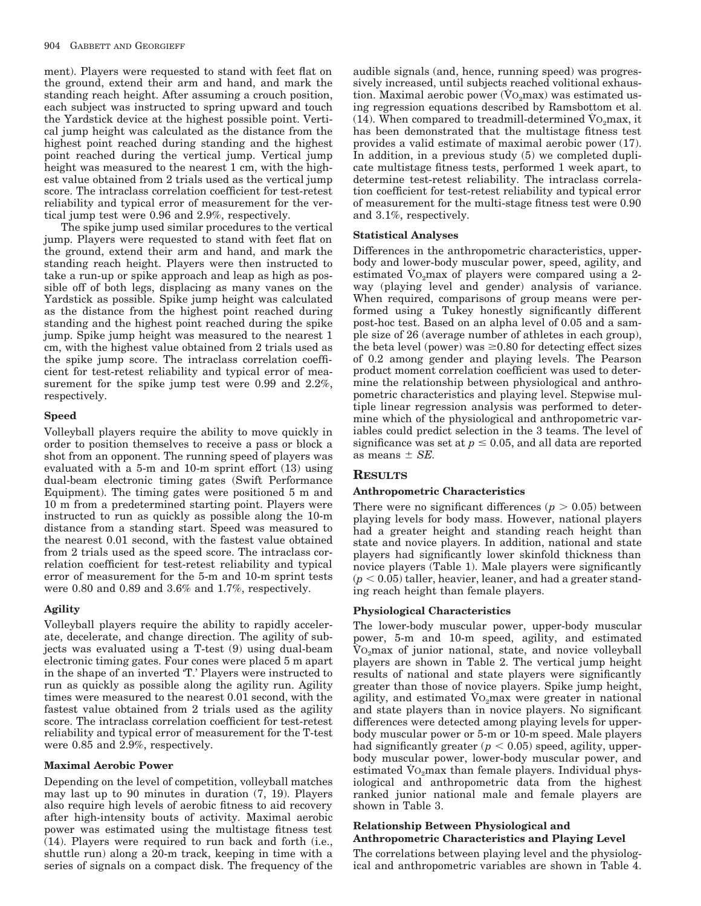ment). Players were requested to stand with feet flat on the ground, extend their arm and hand, and mark the standing reach height. After assuming a crouch position, each subject was instructed to spring upward and touch the Yardstick device at the highest possible point. Vertical jump height was calculated as the distance from the highest point reached during standing and the highest point reached during the vertical jump. Vertical jump height was measured to the nearest 1 cm, with the highest value obtained from 2 trials used as the vertical jump score. The intraclass correlation coefficient for test-retest reliability and typical error of measurement for the vertical jump test were 0.96 and 2.9%, respectively.

The spike jump used similar procedures to the vertical jump. Players were requested to stand with feet flat on the ground, extend their arm and hand, and mark the standing reach height. Players were then instructed to take a run-up or spike approach and leap as high as possible off of both legs, displacing as many vanes on the Yardstick as possible. Spike jump height was calculated as the distance from the highest point reached during standing and the highest point reached during the spike jump. Spike jump height was measured to the nearest 1 cm, with the highest value obtained from 2 trials used as the spike jump score. The intraclass correlation coefficient for test-retest reliability and typical error of measurement for the spike jump test were 0.99 and 2.2%, respectively.

### Speed

Volleyball players require the ability to move quickly in order to position themselves to receive a pass or block a shot from an opponent. The running speed of players was evaluated with a 5-m and 10-m sprint effort (13) using dual-beam electronic timing gates (Swift Performance Equipment). The timing gates were positioned 5 m and 10 m from a predetermined starting point. Players were instructed to run as quickly as possible along the 10-m distance from a standing start. Speed was measured to the nearest 0.01 second, with the fastest value obtained from 2 trials used as the speed score. The intraclass correlation coefficient for test-retest reliability and typical error of measurement for the 5-m and 10-m sprint tests were 0.80 and 0.89 and 3.6% and 1.7%, respectively.

### Agility

Volleyball players require the ability to rapidly accelerate, decelerate, and change direction. The agility of subjects was evaluated using a T-test (9) using dual-beam electronic timing gates. Four cones were placed 5 m apart in the shape of an inverted 'T.' Players were instructed to run as quickly as possible along the agility run. Agility times were measured to the nearest 0.01 second, with the fastest value obtained from 2 trials used as the agility score. The intraclass correlation coefficient for test-retest reliability and typical error of measurement for the T-test were 0.85 and 2.9%, respectively.

### Maximal Aerobic Power

Depending on the level of competition, volleyball matches may last up to 90 minutes in duration (7, 19). Players also require high levels of aerobic fitness to aid recovery after high-intensity bouts of activity. Maximal aerobic power was estimated using the multistage fitness test (14). Players were required to run back and forth (i.e., shuttle run) along a 20-m track, keeping in time with a series of signals on a compact disk. The frequency of the audible signals (and, hence, running speed) was progressively increased, until subjects reached volitional exhaustion. Maximal aerobic power ($\dot{V}O_2max$) was estimated using regression equations described by Ramsbottom et al. (14). When compared to treadmill-determined $\dot{V}O_2max$, it has been demonstrated that the multistage fitness test provides a valid estimate of maximal aerobic power (17). In addition, in a previous study (5) we completed duplicate multistage fitness tests, performed 1 week apart, to determine test-retest reliability. The intraclass correlation coefficient for test-retest reliability and typical error of measurement for the multi-stage fitness test were 0.90 and 3.1%, respectively.

### Statistical Analyses

Differences in the anthropometric characteristics, upper-body and lower-body muscular power, speed, agility, and estimated $\dot{V}O_2max$ of players were compared using a 2-way (playing level and gender) analysis of variance. When required, comparisons of group means were performed using a Tukey honestly significantly different post-hoc test. Based on an alpha level of 0.05 and a sample size of 26 (average number of athletes in each group), the beta level (power) was $\geq$0.80 for detecting effect sizes of 0.2 among gender and playing levels. The Pearson product moment correlation coefficient was used to determine the relationship between physiological and anthropometric characteristics and playing level. Stepwise multiple linear regression analysis was performed to determine which of the physiological and anthropometric variables could predict selection in the 3 teams. The level of significance was set at $p \leq 0.05$, and all data are reported as means $\pm$ *SE*.

## Results

### Anthropometric Characteristics

There were no significant differences ($p > 0.05$) between playing levels for body mass. However, national players had a greater height and standing reach height than state and novice players. In addition, national and state players had significantly lower skinfold thickness than novice players (Table 1). Male players were significantly ($p < 0.05$) taller, heavier, leaner, and had a greater standing reach height than female players.

### Physiological Characteristics

The lower-body muscular power, upper-body muscular power, 5-m and 10-m speed, agility, and estimated $\dot{V}O_2max$ of junior national, state, and novice volleyball players are shown in Table 2. The vertical jump height results of national and state players were significantly greater than those of novice players. Spike jump height, agility, and estimated $\dot{V}O_2max$ were greater in national and state players than in novice players. No significant differences were detected among playing levels for upper-body muscular power or 5-m or 10-m speed. Male players had significantly greater ($p < 0.05$) speed, agility, upper-body muscular power, lower-body muscular power, and estimated $\dot{V}O_2max$ than female players. Individual physiological and anthropometric data from the highest ranked junior national male and female players are shown in Table 3.

### Relationship Between Physiological and Anthropometric Characteristics and Playing Level

The correlations between playing level and the physiological and anthropometric variables are shown in Table 4.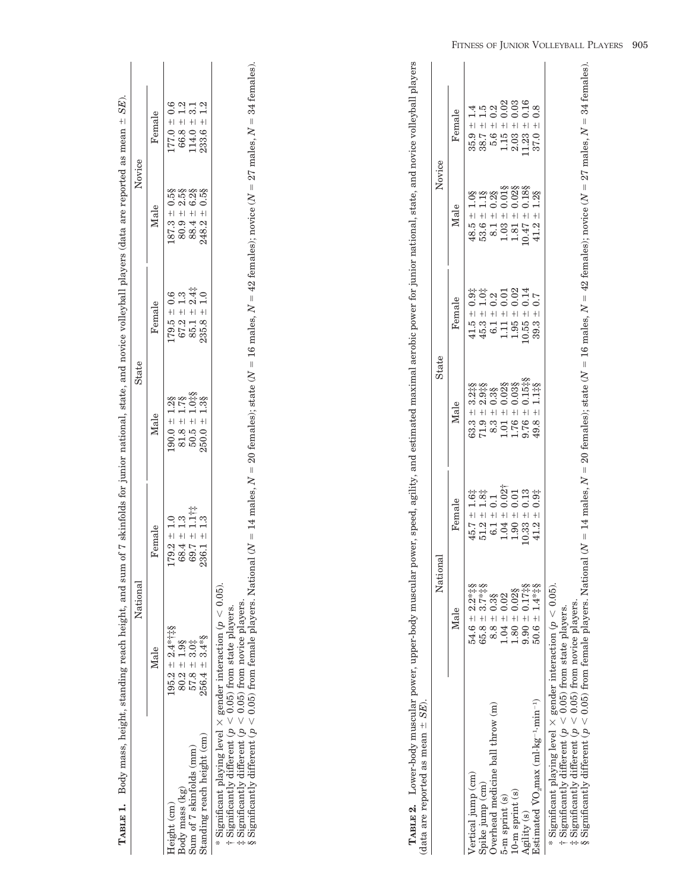**Table 1.** Body mass, height, standing reach height, and sum of 7 skinfolds for junior national, state, and novice volleyball players (data are reported as mean ± *SE*).

| | National | | State | | Novice | |
|---|---|---|---|---|---|---|
| | Male | Female | Male | Female | Male | Female |
| Height (cm) | 195.2 ± 2.4*†‡§ | 179.2 ± 1.0 | 190.0 ± 1.2§ | 179.5 ± 0.6 | 187.3 ± 0.5§ | 177.0 ± 0.6 |
| Body mass (kg) | 80.2 ± 1.9§ | 68.4 ± 1.3 | 81.8 ± 1.7§ | 67.2 ± 1.3 | 80.9 ± 2.5§ | 66.8 ± 1.2 |
| Sum of 7 skinfolds (mm) | 57.8 ± 3.0‡ | 69.7 ± 1.1†‡ | 50.5 ± 1.0‡§ | 85.1 ± 2.4‡ | 88.4 ± 6.2§ | 114.0 ± 3.1 |
| Standing reach height (cm) | 256.4 ± 3.4*§ | 236.1 ± 1.3 | 250.0 ± 1.3§ | 235.8 ± 1.0 | 248.2 ± 0.5§ | 233.6 ± 1.2 |

\* Significant playing level × gender interaction ($p < 0.05$).
† Significantly different ($p < 0.05$) from state players.
‡ Significantly different ($p < 0.05$) from novice players.
§ Significantly different ($p < 0.05$) from female players. National ($N = 14$ males, $N = 20$ females); state ($N = 16$ males, $N = 42$ females); novice ($N = 27$ males, $N = 34$ females).

**Table 2.** Lower-body muscular power, upper-body muscular power, speed, agility, and estimated maximal aerobic power for junior national, state, and novice volleyball players (data are reported as mean ± *SE*).

| | National | | State | | Novice | |
|---|---|---|---|---|---|---|
| | Male | Female | Male | Female | Male | Female |
| Vertical jump (cm) | 54.6 ± 2.2*‡§ | 45.7 ± 1.6‡ | 63.3 ± 3.2‡§ | 41.5 ± 0.9‡ | 48.5 ± 1.0§ | 35.9 ± 1.4 |
| Spike jump (cm) | 65.8 ± 3.7*‡§ | 51.2 ± 1.8‡ | 71.9 ± 2.9‡§ | 45.3 ± 1.0‡ | 53.6 ± 1.1§ | 38.7 ± 1.5 |
| Overhead medicine ball throw (m) | 8.8 ± 0.3§ | 6.1 ± 0.1 | 8.3 ± 0.3§ | 6.1 ± 0.2 | 8.1 ± 0.2§ | 5.6 ± 0.2 |
| 5-m sprint (s) | 1.04 ± 0.02 | 1.04 ± 0.02† | 1.01 ± 0.02§ | 1.11 ± 0.01 | 1.03 ± 0.01§ | 1.15 ± 0.02 |
| 10-m sprint (s) | 1.80 ± 0.02§ | 1.90 ± 0.01 | 1.76 ± 0.03§ | 1.95 ± 0.02 | 1.81 ± 0.02§ | 2.03 ± 0.03 |
| Agility (s) | 9.90 ± 0.17‡§ | 10.33 ± 0.13 | 9.76 ± 0.15‡§ | 10.55 ± 0.14 | 10.47 ± 0.18§ | 11.23 ± 0.16 |
| Estimated $VO_2$max ($ml \cdot kg^{-1} \cdot min^{-1}$) | 50.6 ± 1.4*‡§ | 41.2 ± 0.9‡ | 49.8 ± 1.1‡§ | 39.3 ± 0.7 | 41.2 ± 1.2§ | 37.0 ± 0.8 |

\* Significant playing level × gender interaction ($p < 0.05$).
† Significantly different ($p < 0.05$) from state players.
‡ Significantly different ($p < 0.05$) from novice players.
§ Significantly different ($p < 0.05$) from female players. National ($N = 14$ males, $N = 20$ females); state ($N = 16$ males, $N = 42$ females); novice ($N = 27$ males, $N = 34$ females).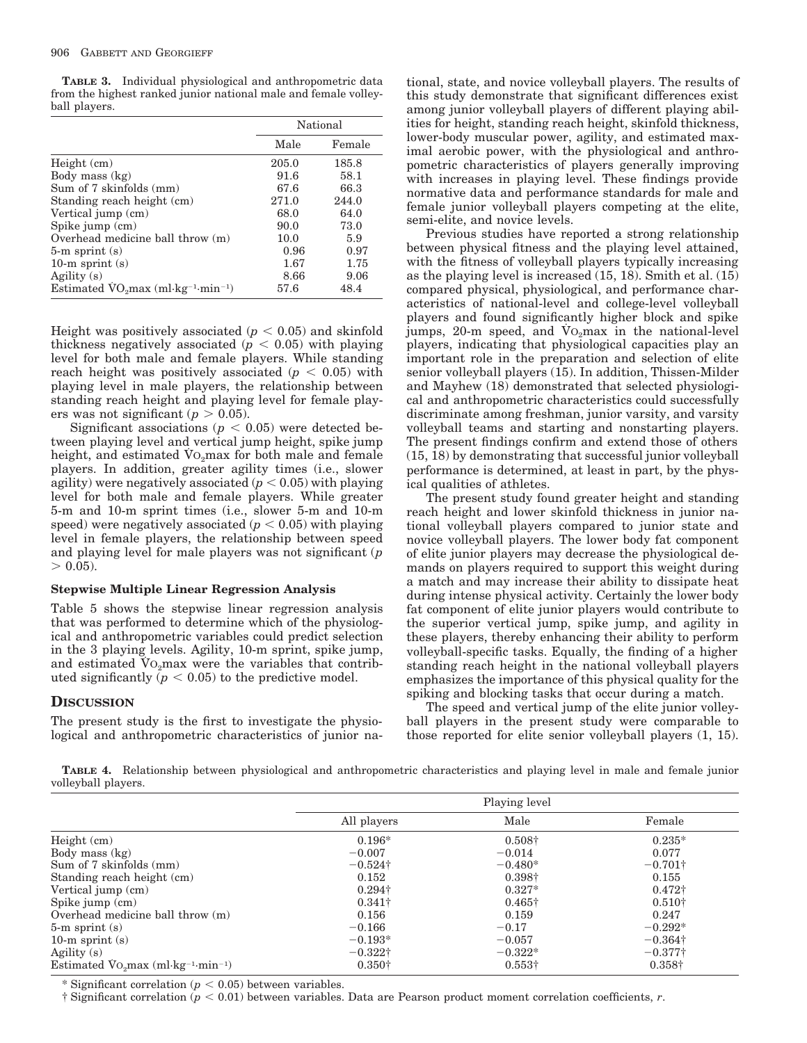**TABLE 3.** Individual physiological and anthropometric data from the highest ranked junior national male and female volleyball players.

| | National | |
|---|---|---|
| | Male | Female |
| Height (cm) | 205.0 | 185.8 |
| Body mass (kg) | 91.6 | 58.1 |
| Sum of 7 skinfolds (mm) | 67.6 | 66.3 |
| Standing reach height (cm) | 271.0 | 244.0 |
| Vertical jump (cm) | 68.0 | 64.0 |
| Spike jump (cm) | 90.0 | 73.0 |
| Overhead medicine ball throw (m) | 10.0 | 5.9 |
| 5-m sprint (s) | 0.96 | 0.97 |
| 10-m sprint (s) | 1.67 | 1.75 |
| Agility (s) | 8.66 | 9.06 |
| Estimated $\dot{V}O_2max$ ($ml \cdot kg^{-1} \cdot min^{-1}$) | 57.6 | 48.4 |

Height was positively associated ($p < 0.05$) and skinfold thickness negatively associated ($p < 0.05$) with playing level for both male and female players. While standing reach height was positively associated ($p < 0.05$) with playing level in male players, the relationship between standing reach height and playing level for female players was not significant ($p > 0.05$).

Significant associations ($p < 0.05$) were detected between playing level and vertical jump height, spike jump height, and estimated $\dot{V}O_2max$ for both male and female players. In addition, greater agility times (i.e., slower agility) were negatively associated ($p < 0.05$) with playing level for both male and female players. While greater 5-m and 10-m sprint times (i.e., slower 5-m and 10-m speed) were negatively associated ($p < 0.05$) with playing level in female players, the relationship between speed and playing level for male players was not significant ($p > 0.05$).

### Stepwise Multiple Linear Regression Analysis

Table 5 shows the stepwise linear regression analysis that was performed to determine which of the physiological and anthropometric variables could predict selection in the 3 playing levels. Agility, 10-m sprint, spike jump, and estimated $\dot{V}O_2max$ were the variables that contributed significantly ($p < 0.05$) to the predictive model.

## DISCUSSION

The present study is the first to investigate the physiological and anthropometric characteristics of junior national, state, and novice volleyball players. The results of this study demonstrate that significant differences exist among junior volleyball players of different playing abilities for height, standing reach height, skinfold thickness, lower-body muscular power, agility, and estimated maximal aerobic power, with the physiological and anthropometric characteristics of players generally improving with increases in playing level. These findings provide normative data and performance standards for male and female junior volleyball players competing at the elite, semi-elite, and novice levels.

Previous studies have reported a strong relationship between physical fitness and the playing level attained, with the fitness of volleyball players typically increasing as the playing level is increased (15, 18). Smith et al. (15) compared physical, physiological, and performance characteristics of national-level and college-level volleyball players and found significantly higher block and spike jumps, 20-m speed, and $\dot{V}O_2max$ in the national-level players, indicating that physiological capacities play an important role in the preparation and selection of elite senior volleyball players (15). In addition, Thissen-Milder and Mayhew (18) demonstrated that selected physiological and anthropometric characteristics could successfully discriminate among freshman, junior varsity, and varsity volleyball teams and starting and nonstarting players. The present findings confirm and extend those of others (15, 18) by demonstrating that successful junior volleyball performance is determined, at least in part, by the physical qualities of athletes.

The present study found greater height and standing reach height and lower skinfold thickness in junior national volleyball players compared to junior state and novice volleyball players. The lower body fat component of elite junior players may decrease the physiological demands on players required to support this weight during a match and may increase their ability to dissipate heat during intense physical activity. Certainly the lower body fat component of elite junior players would contribute to the superior vertical jump, spike jump, and agility in these players, thereby enhancing their ability to perform volleyball-specific tasks. Equally, the finding of a higher standing reach height in the national volleyball players emphasizes the importance of this physical quality for the spiking and blocking tasks that occur during a match.

The speed and vertical jump of the elite junior volleyball players in the present study were comparable to those reported for elite senior volleyball players (1, 15).

**TABLE 4.** Relationship between physiological and anthropometric characteristics and playing level in male and female junior volleyball players.

| | Playing level | | |
|---|---|---|---|
| | All players | Male | Female |
| Height (cm) | 0.196* | 0.508† | 0.235* |
| Body mass (kg) | −0.007 | −0.014 | 0.077 |
| Sum of 7 skinfolds (mm) | −0.524† | −0.480* | −0.701† |
| Standing reach height (cm) | 0.152 | 0.398† | 0.155 |
| Vertical jump (cm) | 0.294† | 0.327* | 0.472† |
| Spike jump (cm) | 0.341† | 0.465† | 0.510† |
| Overhead medicine ball throw (m) | 0.156 | 0.159 | 0.247 |
| 5-m sprint (s) | −0.166 | −0.17 | −0.292* |
| 10-m sprint (s) | −0.193* | −0.057 | −0.364† |
| Agility (s) | −0.322† | −0.322* | −0.377† |
| Estimated $\dot{V}O_2max$ ($ml \cdot kg^{-1} \cdot min^{-1}$) | 0.350† | 0.553† | 0.358† |

\* Significant correlation ($p < 0.05$) between variables.

† Significant correlation ($p < 0.01$) between variables. Data are Pearson product moment correlation coefficients, *r*.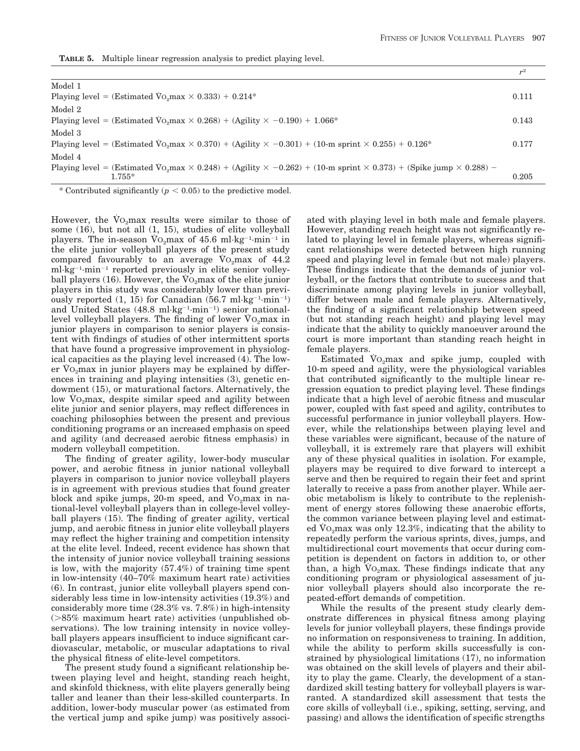**TABLE 5.** Multiple linear regression analysis to predict playing level.

| | $r^2$ |
|---|---|
| Model 1 | |
| Playing level = (Estimated $\dot{V}O_2max \times 0.333$) + 0.214* | 0.111 |
| Model 2 | |
| Playing level = (Estimated $\dot{V}O_2max \times 0.268$) + (Agility $\times -0.190$) + 1.066* | 0.143 |
| Model 3 | |
| Playing level = (Estimated $\dot{V}O_2max \times 0.370$) + (Agility $\times -0.301$) + (10-m sprint $\times$ 0.255) + 0.126* | 0.177 |
| Model 4 | |
| Playing level = (Estimated $\dot{V}O_2max \times 0.248$) + (Agility $\times -0.262$) + (10-m sprint $\times$ 0.373) + (Spike jump $\times$ 0.288) − 1.755* | 0.205 |

\* Contributed significantly ($p < 0.05$) to the predictive model.

However, the $\dot{V}O_2max$ results were similar to those of some (16), but not all (1, 15), studies of elite volleyball players. The in-season $\dot{V}O_2max$ of 45.6 $ml \cdot kg^{-1} \cdot min^{-1}$ in the elite junior volleyball players of the present study compared favourably to an average $\dot{V}O_2max$ of 44.2 $ml \cdot kg^{-1} \cdot min^{-1}$ reported previously in elite senior volleyball players (16). However, the $\dot{V}O_2max$ of the elite junior players in this study was considerably lower than previously reported (1, 15) for Canadian (56.7 $ml \cdot kg^{-1} \cdot min^{-1}$) and United States (48.8 $ml \cdot kg^{-1} \cdot min^{-1}$) senior national-level volleyball players. The finding of lower $\dot{V}O_2max$ in junior players in comparison to senior players is consistent with findings of studies of other intermittent sports that have found a progressive improvement in physiological capacities as the playing level increased (4). The lower $\dot{V}O_2max$ in junior players may be explained by differences in training and playing intensities (3), genetic endowment (15), or maturational factors. Alternatively, the low $\dot{V}O_2max$, despite similar speed and agility between elite junior and senior players, may reflect differences in coaching philosophies between the present and previous conditioning programs or an increased emphasis on speed and agility (and decreased aerobic fitness emphasis) in modern volleyball competition.

The finding of greater agility, lower-body muscular power, and aerobic fitness in junior national volleyball players in comparison to junior novice volleyball players is in agreement with previous studies that found greater block and spike jumps, 20-m speed, and $\dot{V}O_2max$ in national-level volleyball players than in college-level volleyball players (15). The finding of greater agility, vertical jump, and aerobic fitness in junior elite volleyball players may reflect the higher training and competition intensity at the elite level. Indeed, recent evidence has shown that the intensity of junior novice volleyball training sessions is low, with the majority (57.4%) of training time spent in low-intensity (40–70% maximum heart rate) activities (6). In contrast, junior elite volleyball players spend considerably less time in low-intensity activities (19.3%) and considerably more time (28.3% vs. 7.8%) in high-intensity (>85% maximum heart rate) activities (unpublished observations). The low training intensity in novice volleyball players appears insufficient to induce significant cardiovascular, metabolic, or muscular adaptations to rival the physical fitness of elite-level competitors.

The present study found a significant relationship between playing level and height, standing reach height, and skinfold thickness, with elite players generally being taller and leaner than their less-skilled counterparts. In addition, lower-body muscular power (as estimated from the vertical jump and spike jump) was positively associated with playing level in both male and female players. However, standing reach height was not significantly related to playing level in female players, whereas significant relationships were detected between high running speed and playing level in female (but not male) players. These findings indicate that the demands of junior volleyball, or the factors that contribute to success and that discriminate among playing levels in junior volleyball, differ between male and female players. Alternatively, the finding of a significant relationship between speed (but not standing reach height) and playing level may indicate that the ability to quickly manoeuver around the court is more important than standing reach height in female players.

Estimated $\dot{V}O_2max$ and spike jump, coupled with 10-m speed and agility, were the physiological variables that contributed significantly to the multiple linear regression equation to predict playing level. These findings indicate that a high level of aerobic fitness and muscular power, coupled with fast speed and agility, contributes to successful performance in junior volleyball players. However, while the relationships between playing level and these variables were significant, because of the nature of volleyball, it is extremely rare that players will exhibit any of these physical qualities in isolation. For example, players may be required to dive forward to intercept a serve and then be required to regain their feet and sprint laterally to receive a pass from another player. While aerobic metabolism is likely to contribute to the replenishment of energy stores following these anaerobic efforts, the common variance between playing level and estimated $\dot{V}O_2max$ was only 12.3%, indicating that the ability to repeatedly perform the various sprints, dives, jumps, and multidirectional court movements that occur during competition is dependent on factors in addition to, or other than, a high $\dot{V}O_2max$. These findings indicate that any conditioning program or physiological assessment of junior volleyball players should also incorporate the repeated-effort demands of competition.

While the results of the present study clearly demonstrate differences in physical fitness among playing levels for junior volleyball players, these findings provide no information on responsiveness to training. In addition, while the ability to perform skills successfully is constrained by physiological limitations (17), no information was obtained on the skill levels of players and their ability to play the game. Clearly, the development of a standardized skill testing battery for volleyball players is warranted. A standardized skill assessment that tests the core skills of volleyball (i.e., spiking, setting, serving, and passing) and allows the identification of specific strengths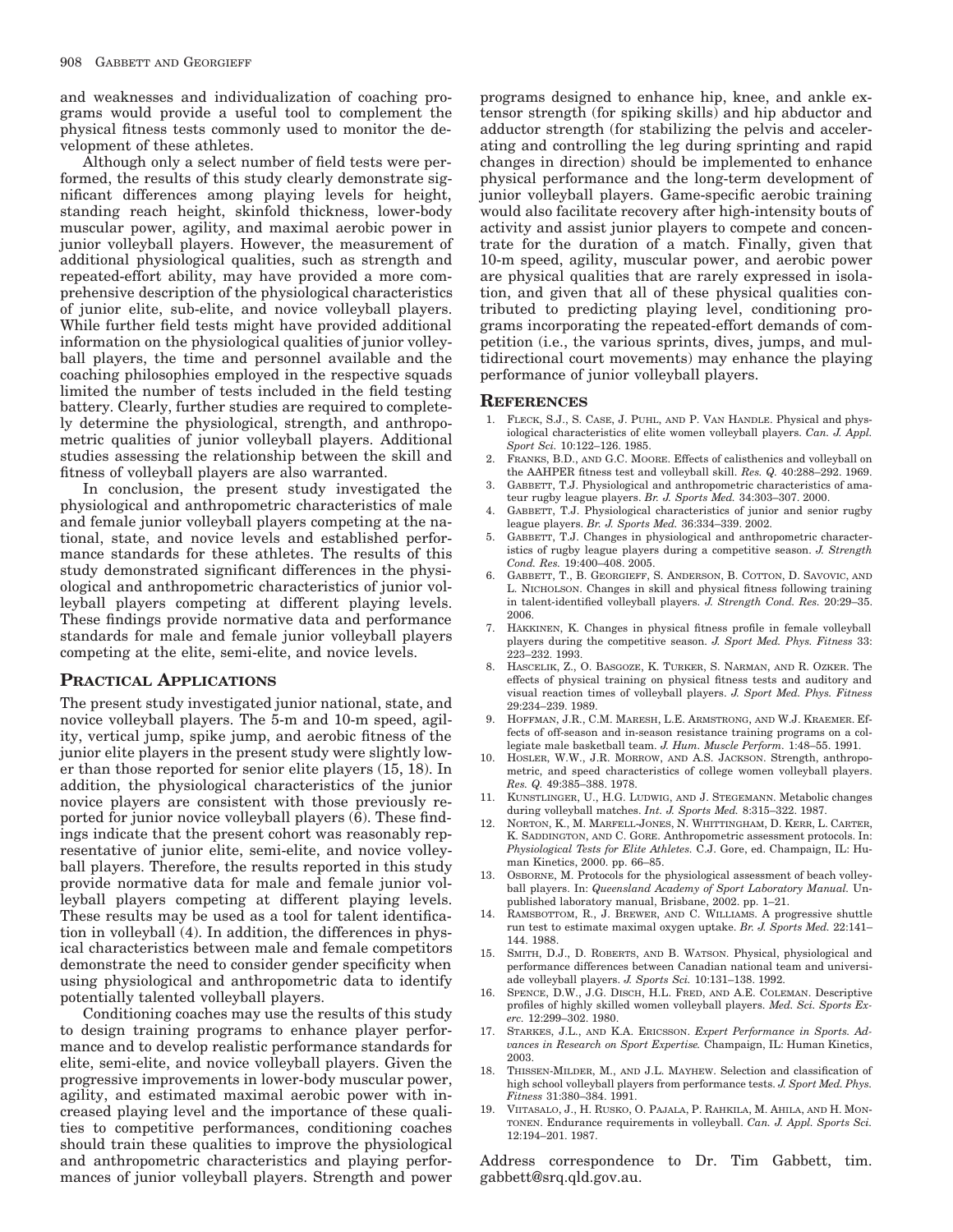and weaknesses and individualization of coaching programs would provide a useful tool to complement the physical fitness tests commonly used to monitor the development of these athletes.

Although only a select number of field tests were performed, the results of this study clearly demonstrate significant differences among playing levels for height, standing reach height, skinfold thickness, lower-body muscular power, agility, and maximal aerobic power in junior volleyball players. However, the measurement of additional physiological qualities, such as strength and repeated-effort ability, may have provided a more comprehensive description of the physiological characteristics of junior elite, sub-elite, and novice volleyball players. While further field tests might have provided additional information on the physiological qualities of junior volleyball players, the time and personnel available and the coaching philosophies employed in the respective squads limited the number of tests included in the field testing battery. Clearly, further studies are required to completely determine the physiological, strength, and anthropometric qualities of junior volleyball players. Additional studies assessing the relationship between the skill and fitness of volleyball players are also warranted.

In conclusion, the present study investigated the physiological and anthropometric characteristics of male and female junior volleyball players competing at the national, state, and novice levels and established performance standards for these athletes. The results of this study demonstrated significant differences in the physiological and anthropometric characteristics of junior volleyball players competing at different playing levels. These findings provide normative data and performance standards for male and female junior volleyball players competing at the elite, semi-elite, and novice levels.

## Practical Applications

The present study investigated junior national, state, and novice volleyball players. The 5-m and 10-m speed, agility, vertical jump, spike jump, and aerobic fitness of the junior elite players in the present study were slightly lower than those reported for senior elite players (15, 18). In addition, the physiological characteristics of the junior novice players are consistent with those previously reported for junior novice volleyball players (6). These findings indicate that the present cohort was reasonably representative of junior elite, semi-elite, and novice volleyball players. Therefore, the results reported in this study provide normative data for male and female junior volleyball players competing at different playing levels. These results may be used as a tool for talent identification in volleyball (4). In addition, the differences in physical characteristics between male and female competitors demonstrate the need to consider gender specificity when using physiological and anthropometric data to identify potentially talented volleyball players.

Conditioning coaches may use the results of this study to design training programs to enhance player performance and to develop realistic performance standards for elite, semi-elite, and novice volleyball players. Given the progressive improvements in lower-body muscular power, agility, and estimated maximal aerobic power with increased playing level and the importance of these qualities to competitive performances, conditioning coaches should train these qualities to improve the physiological and anthropometric characteristics and playing performances of junior volleyball players. Strength and power programs designed to enhance hip, knee, and ankle extensor strength (for spiking skills) and hip abductor and adductor strength (for stabilizing the pelvis and accelerating and controlling the leg during sprinting and rapid changes in direction) should be implemented to enhance physical performance and the long-term development of junior volleyball players. Game-specific aerobic training would also facilitate recovery after high-intensity bouts of activity and assist junior players to compete and concentrate for the duration of a match. Finally, given that 10-m speed, agility, muscular power, and aerobic power are physical qualities that are rarely expressed in isolation, and given that all of these physical qualities contributed to predicting playing level, conditioning programs incorporating the repeated-effort demands of competition (i.e., the various sprints, dives, jumps, and multidirectional court movements) may enhance the playing performance of junior volleyball players.

## References

1. Fleck, S.J., S. Case, J. Puhl, and P. Van Handle. Physical and physiological characteristics of elite women volleyball players. *Can. J. Appl. Sport Sci.* 10:122–126. 1985.
2. Franks, B.D., and G.C. Moore. Effects of calisthenics and volleyball on the AAHPER fitness test and volleyball skill. *Res. Q.* 40:288–292. 1969.
3. Gabbett, T.J. Physiological and anthropometric characteristics of amateur rugby league players. *Br. J. Sports Med.* 34:303–307. 2000.
4. Gabbett, T.J. Physiological characteristics of junior and senior rugby league players. *Br. J. Sports Med.* 36:334–339. 2002.
5. Gabbett, T.J. Changes in physiological and anthropometric characteristics of rugby league players during a competitive season. *J. Strength Cond. Res.* 19:400–408. 2005.
6. Gabbett, T., B. Georgieff, S. Anderson, B. Cotton, D. Savovic, and L. Nicholson. Changes in skill and physical fitness following training in talent-identified volleyball players. *J. Strength Cond. Res.* 20:29–35. 2006.
7. Häkkinen, K. Changes in physical fitness profile in female volleyball players during the competitive season. *J. Sport Med. Phys. Fitness* 33: 223–232. 1993.
8. Hascelik, Z., O. Basgoze, K. Turker, S. Narman, and R. Ozker. The effects of physical training on physical fitness tests and auditory and visual reaction times of volleyball players. *J. Sport Med. Phys. Fitness* 29:234–239. 1989.
9. Hoffman, J.R., C.M. Maresh, L.E. Armstrong, and W.J. Kraemer. Effects of off-season and in-season resistance training programs on a collegiate male basketball team. *J. Hum. Muscle Perform.* 1:48–55. 1991.
10. Hosler, W.W., J.R. Morrow, and A.S. Jackson. Strength, anthropometric, and speed characteristics of college women volleyball players. *Res. Q.* 49:385–388. 1978.
11. Kunstlinger, U., H.G. Ludwig, and J. Stegemann. Metabolic changes during volleyball matches. *Int. J. Sports Med.* 8:315–322. 1987.
12. Norton, K., M. Marfell-Jones, N. Whittingham, D. Kerr, L. Carter, K. Saddington, and C. Gore. Anthropometric assessment protocols. In: *Physiological Tests for Elite Athletes.* C.J. Gore, ed. Champaign, IL: Human Kinetics, 2000. pp. 66–85.
13. Osborne, M. Protocols for the physiological assessment of beach volleyball players. In: *Queensland Academy of Sport Laboratory Manual.* Unpublished laboratory manual, Brisbane, 2002. pp. 1–21.
14. Ramsbottom, R., J. Brewer, and C. Williams. A progressive shuttle run test to estimate maximal oxygen uptake. *Br. J. Sports Med.* 22:141–144. 1988.
15. Smith, D.J., D. Roberts, and B. Watson. Physical, physiological and performance differences between Canadian national team and universiade volleyball players. *J. Sports Sci.* 10:131–138. 1992.
16. Spence, D.W., J.G. Disch, H.L. Fred, and A.E. Coleman. Descriptive profiles of highly skilled women volleyball players. *Med. Sci. Sports Exerc.* 12:299–302. 1980.
17. Starkes, J.L., and K.A. Ericsson. *Expert Performance in Sports. Advances in Research on Sport Expertise.* Champaign, IL: Human Kinetics, 2003.
18. Thissen-Milder, M., and J.L. Mayhew. Selection and classification of high school volleyball players from performance tests. *J. Sport Med. Phys. Fitness* 31:380–384. 1991.
19. Viitasalo, J., H. Rusko, O. Pajala, P. Rahkila, M. Ahila, and H. Montonen. Endurance requirements in volleyball. *Can. J. Appl. Sports Sci.* 12:194–201. 1987.

Address correspondence to Dr. Tim Gabbett, tim.gabbett@srq.qld.gov.au.